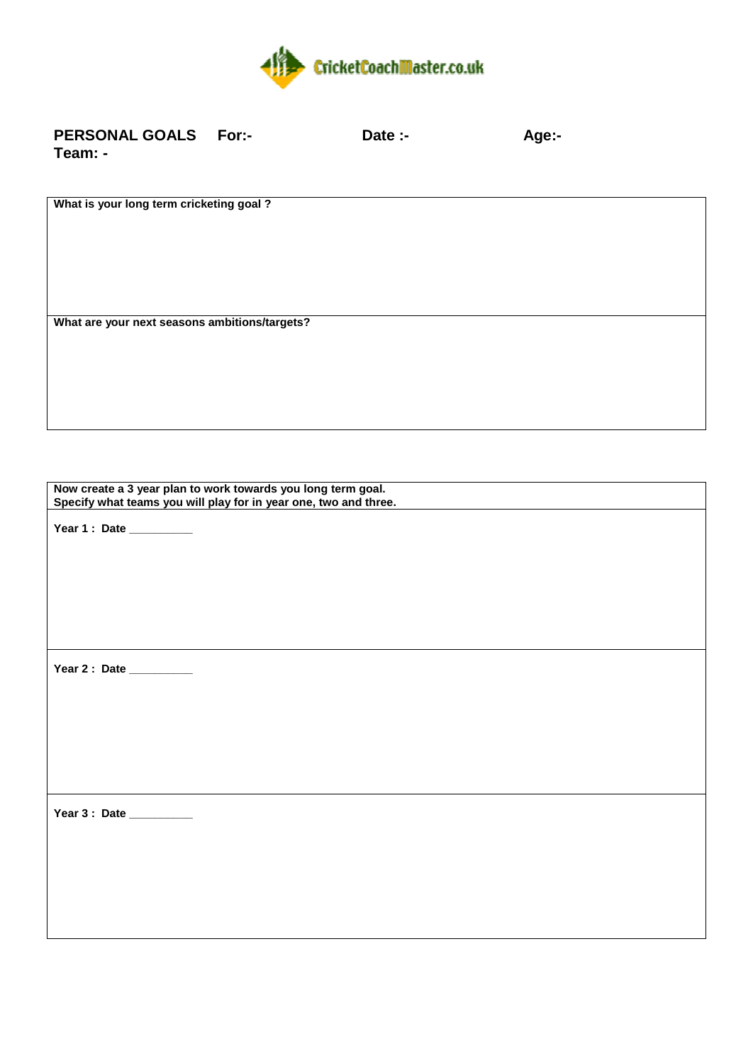CricketCoachMaster.co.uk

**PERSONAL GOALS For:- Date :- Age:-**
**Team: -**

| What is your long term cricketing goal ? |
|---|
| |
| **What are your next seasons ambitions/targets?** |
| |

| Now create a 3 year plan to work towards you long term goal. Specify what teams you will play for in year one, two and three. |
|---|
| **Year 1 : Date __________** |
| **Year 2 : Date __________** |
| **Year 3 : Date __________** |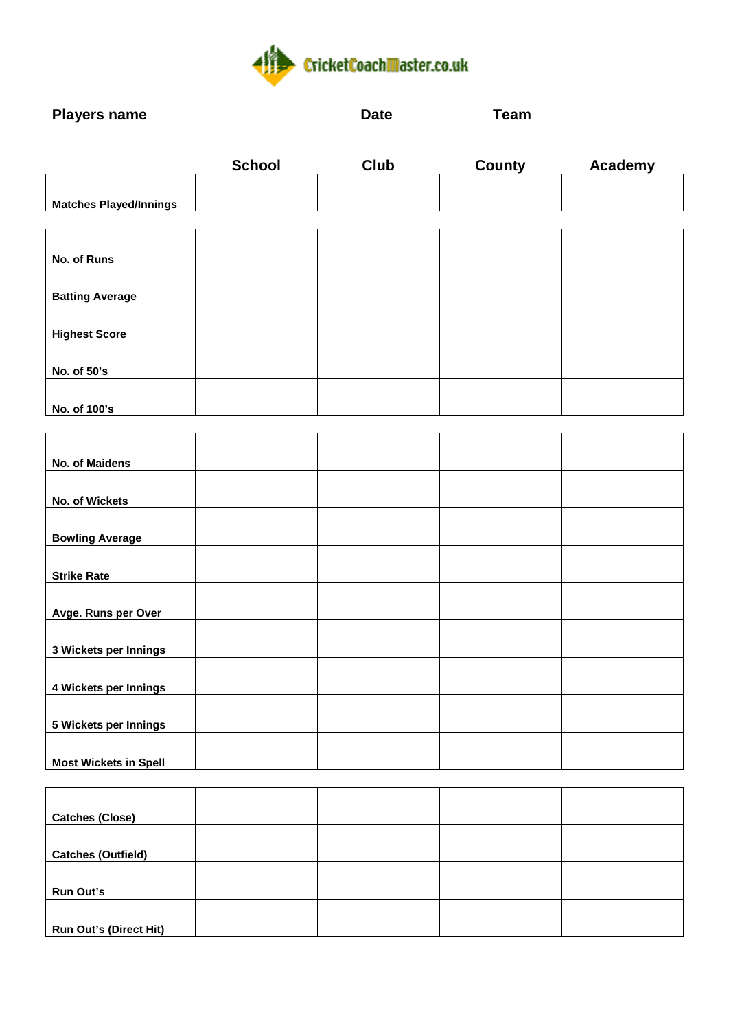CricketCoachMaster.co.uk

**Players name** **Date** **Team**

| | School | Club | County | Academy |
|---|---|---|---|---|
| **Matches Played/Innings** | | | | |
| **No. of Runs** | | | | |
| **Batting Average** | | | | |
| **Highest Score** | | | | |
| **No. of 50's** | | | | |
| **No. of 100's** | | | | |
| **No. of Maidens** | | | | |
| **No. of Wickets** | | | | |
| **Bowling Average** | | | | |
| **Strike Rate** | | | | |
| **Avge. Runs per Over** | | | | |
| **3 Wickets per Innings** | | | | |
| **4 Wickets per Innings** | | | | |
| **5 Wickets per Innings** | | | | |
| **Most Wickets in Spell** | | | | |
| **Catches (Close)** | | | | |
| **Catches (Outfield)** | | | | |
| **Run Out's** | | | | |
| **Run Out's (Direct Hit)** | | | | |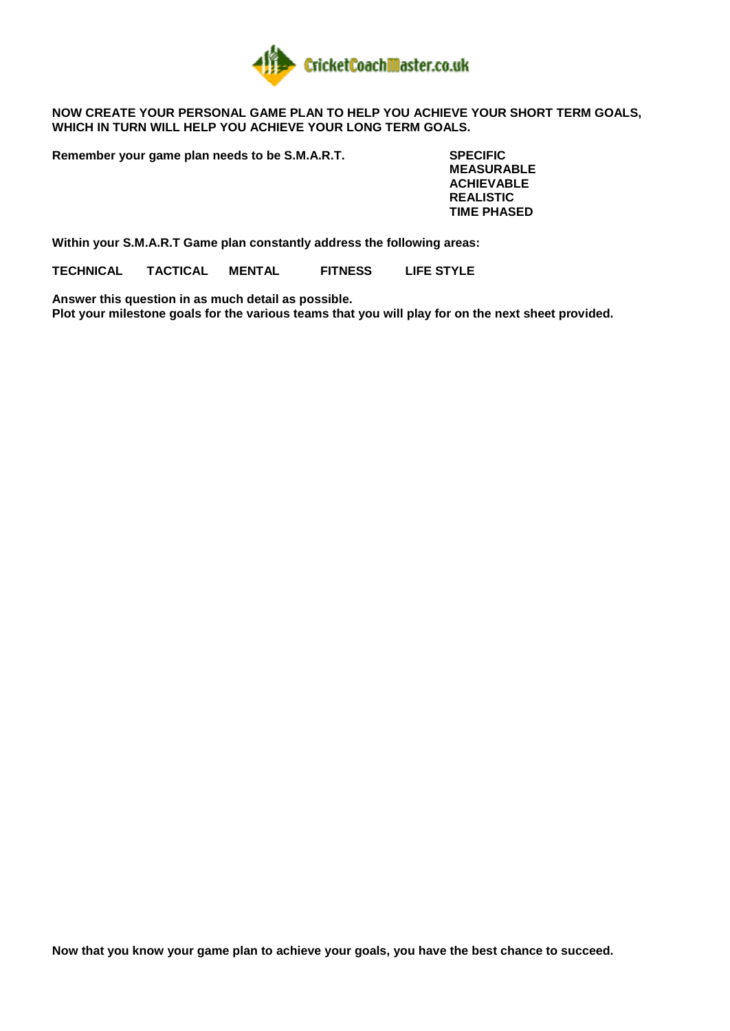CricketCoachMaster.co.uk

**NOW CREATE YOUR PERSONAL GAME PLAN TO HELP YOU ACHIEVE YOUR SHORT TERM GOALS, WHICH IN TURN WILL HELP YOU ACHIEVE YOUR LONG TERM GOALS.**

**Remember your game plan needs to be S.M.A.R.T.**

**SPECIFIC**
**MEASURABLE**
**ACHIEVABLE**
**REALISTIC**
**TIME PHASED**

**Within your S.M.A.R.T Game plan constantly address the following areas:**

**TECHNICAL TACTICAL MENTAL FITNESS LIFE STYLE**

**Answer this question in as much detail as possible.**
**Plot your milestone goals for the various teams that you will play for on the next sheet provided.**

**Now that you know your game plan to achieve your goals, you have the best chance to succeed.**